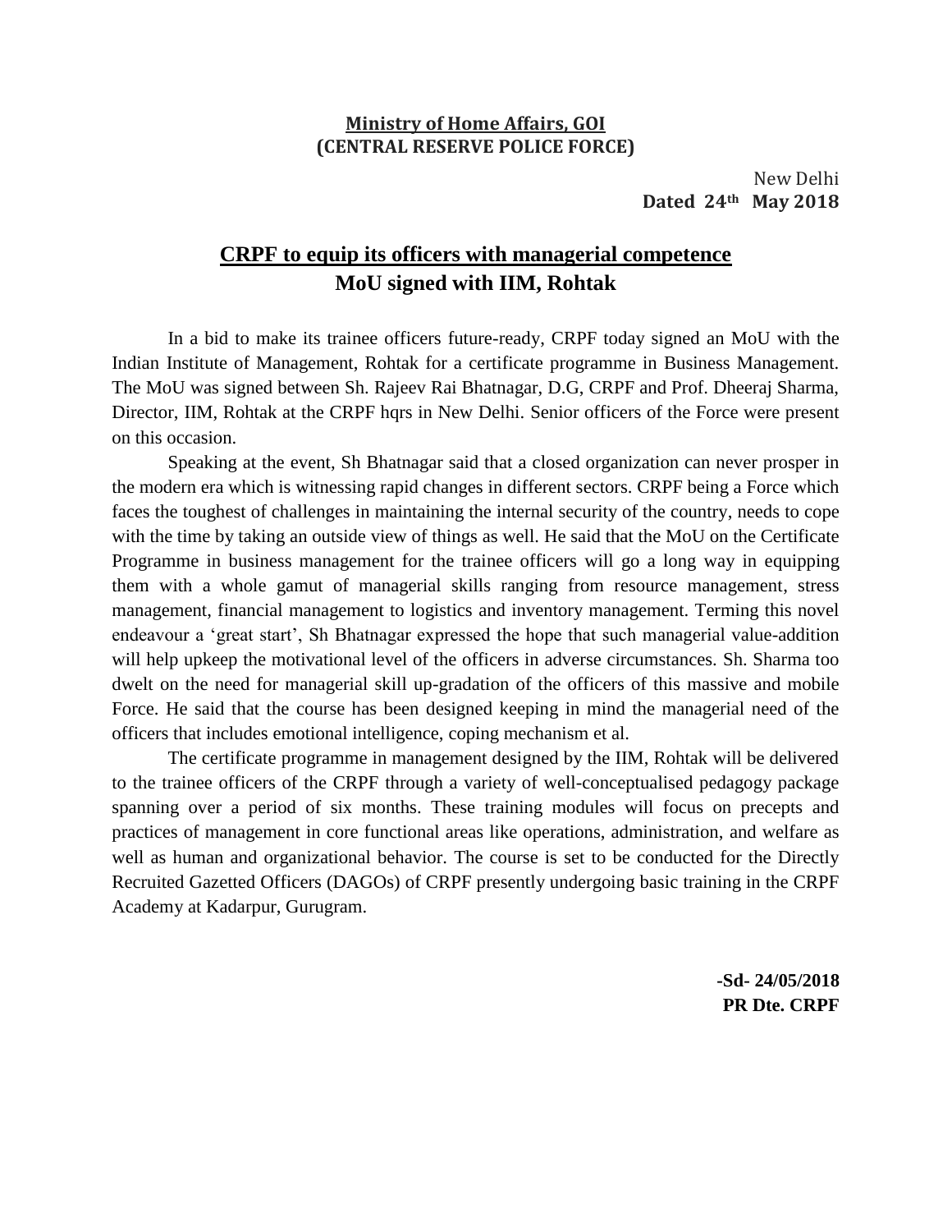**Ministry of Home Affairs, GOI**
**(CENTRAL RESERVE POLICE FORCE)**

New Delhi
**Dated 24th May 2018**

# CRPF to equip its officers with managerial competence
## MoU signed with IIM, Rohtak

In a bid to make its trainee officers future-ready, CRPF today signed an MoU with the Indian Institute of Management, Rohtak for a certificate programme in Business Management. The MoU was signed between Sh. Rajeev Rai Bhatnagar, D.G, CRPF and Prof. Dheeraj Sharma, Director, IIM, Rohtak at the CRPF hqrs in New Delhi. Senior officers of the Force were present on this occasion.

Speaking at the event, Sh Bhatnagar said that a closed organization can never prosper in the modern era which is witnessing rapid changes in different sectors. CRPF being a Force which faces the toughest of challenges in maintaining the internal security of the country, needs to cope with the time by taking an outside view of things as well. He said that the MoU on the Certificate Programme in business management for the trainee officers will go a long way in equipping them with a whole gamut of managerial skills ranging from resource management, stress management, financial management to logistics and inventory management. Terming this novel endeavour a 'great start', Sh Bhatnagar expressed the hope that such managerial value-addition will help upkeep the motivational level of the officers in adverse circumstances. Sh. Sharma too dwelt on the need for managerial skill up-gradation of the officers of this massive and mobile Force. He said that the course has been designed keeping in mind the managerial need of the officers that includes emotional intelligence, coping mechanism et al.

The certificate programme in management designed by the IIM, Rohtak will be delivered to the trainee officers of the CRPF through a variety of well-conceptualised pedagogy package spanning over a period of six months. These training modules will focus on precepts and practices of management in core functional areas like operations, administration, and welfare as well as human and organizational behavior. The course is set to be conducted for the Directly Recruited Gazetted Officers (DAGOs) of CRPF presently undergoing basic training in the CRPF Academy at Kadarpur, Gurugram.

**-Sd- 24/05/2018**
**PR Dte. CRPF**